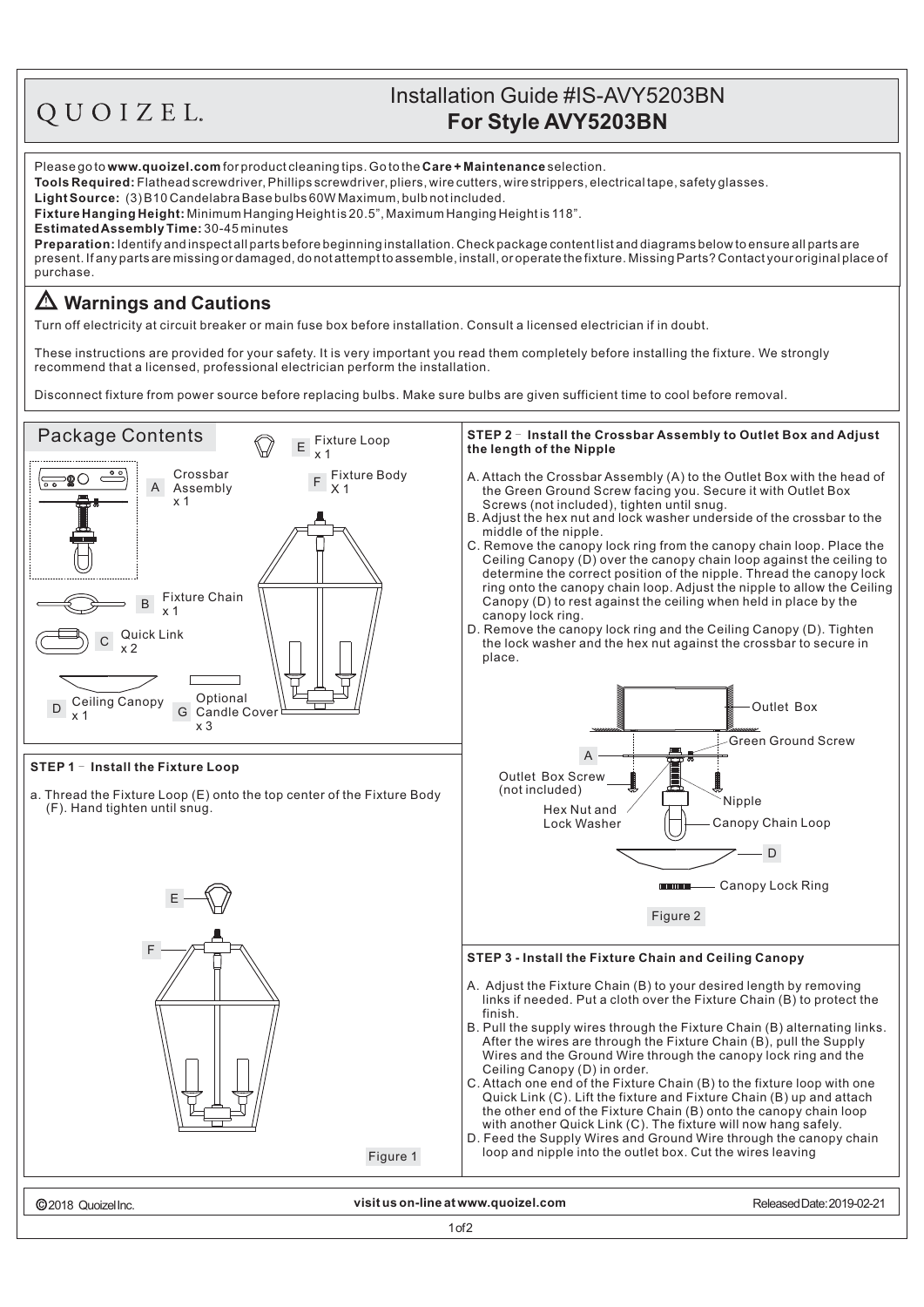QUOIZEL.

# Installation Guide #IS-AVY5203BN
## For Style AVY5203BN

Please go to **www.quoizel.com** for product cleaning tips. Go to the **Care + Maintenance** selection.

**Tools Required:** Flathead screwdriver, Phillips screwdriver, pliers, wire cutters, wire strippers, electrical tape, safety glasses.

**Light Source:** (3) B10 Candelabra Base bulbs 60W Maximum, bulb not included.

**Fixture Hanging Height:** Minimum Hanging Height is 20.5", Maximum Hanging Height is 118".

**Estimated Assembly Time:** 30-45 minutes

**Preparation:** Identify and inspect all parts before beginning installation. Check package content list and diagrams below to ensure all parts are present. If any parts are missing or damaged, do not attempt to assemble, install, or operate the fixture. Missing Parts? Contact your original place of purchase.

## ⚠ Warnings and Cautions

Turn off electricity at circuit breaker or main fuse box before installation. Consult a licensed electrician if in doubt.

These instructions are provided for your safety. It is very important you read them completely before installing the fixture. We strongly recommend that a licensed, professional electrician perform the installation.

Disconnect fixture from power source before replacing bulbs. Make sure bulbs are given sufficient time to cool before removal.

## Package Contents

- A Crossbar Assembly x 1
- B Fixture Chain x 1
- C Quick Link x 2
- D Ceiling Canopy x 1
- E Fixture Loop x 1
- F Fixture Body X 1
- G Optional Candle Cover x 3

### STEP 1 - Install the Fixture Loop

a. Thread the Fixture Loop (E) onto the top center of the Fixture Body (F). Hand tighten until snug.

E

F

Figure 1

### STEP 2 - Install the Crossbar Assembly to Outlet Box and Adjust the length of the Nipple

A. Attach the Crossbar Assembly (A) to the Outlet Box with the head of the Green Ground Screw facing you. Secure it with Outlet Box Screws (not included), tighten until snug.

B. Adjust the hex nut and lock washer underside of the crossbar to the middle of the nipple.

C. Remove the canopy lock ring from the canopy chain loop. Place the Ceiling Canopy (D) over the canopy chain loop against the ceiling to determine the correct position of the nipple. Thread the canopy lock ring onto the canopy chain loop. Adjust the nipple to allow the Ceiling Canopy (D) to rest against the ceiling when held in place by the canopy lock ring.

D. Remove the canopy lock ring and the Ceiling Canopy (D). Tighten the lock washer and the hex nut against the crossbar to secure in place.

Outlet Box

Green Ground Screw

A

Outlet Box Screw (not included)

Nipple

Hex Nut and Lock Washer

Canopy Chain Loop

D

Canopy Lock Ring

Figure 2

### STEP 3 - Install the Fixture Chain and Ceiling Canopy

A. Adjust the Fixture Chain (B) to your desired length by removing links if needed. Put a cloth over the Fixture Chain (B) to protect the finish.

B. Pull the supply wires through the Fixture Chain (B) alternating links. After the wires are through the Fixture Chain (B), pull the Supply Wires and the Ground Wire through the canopy lock ring and the Ceiling Canopy (D) in order.

C. Attach one end of the Fixture Chain (B) to the fixture loop with one Quick Link (C). Lift the fixture and Fixture Chain (B) up and attach the other end of the Fixture Chain (B) onto the canopy chain loop with another Quick Link (C). The fixture will now hang safely.

D. Feed the Supply Wires and Ground Wire through the canopy chain loop and nipple into the outlet box. Cut the wires leaving

©2018 Quoizel Inc. visit us on-line at www.quoizel.com Released Date: 2019-02-21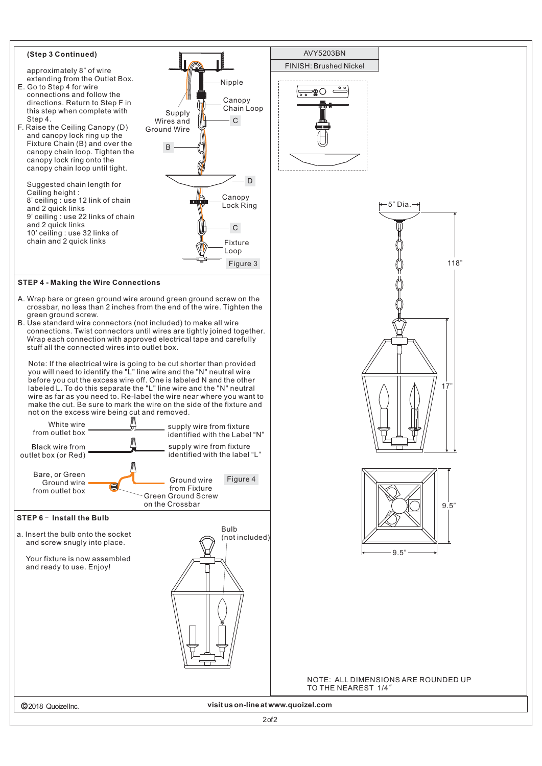### (Step 3 Continued)

approximately 8" of wire extending from the Outlet Box.

E. Go to Step 4 for wire connections and follow the directions. Return to Step F in this step when complete with Step 4.

F. Raise the Ceiling Canopy (D) and canopy lock ring up the Fixture Chain (B) and over the canopy chain loop. Tighten the canopy lock ring onto the canopy chain loop until tight.

Suggested chain length for Ceiling height :
8' ceiling : use 12 link of chain and 2 quick links
9' ceiling : use 22 links of chain and 2 quick links
10' ceiling : use 32 links of chain and 2 quick links

Nipple
Canopy Chain Loop
Supply Wires and Ground Wire
C
B
D
Canopy Lock Ring
C
Fixture Loop

Figure 3

### STEP 4 - Making the Wire Connections

A. Wrap bare or green ground wire around green ground screw on the crossbar, no less than 2 inches from the end of the wire. Tighten the green ground screw.

B. Use standard wire connectors (not included) to make all wire connections. Twist connectors until wires are tightly joined together. Wrap each connection with approved electrical tape and carefully stuff all the connected wires into outlet box.

Note: If the electrical wire is going to be cut shorter than provided you will need to identify the "L" line wire and the "N" neutral wire before you cut the excess wire off. One is labeled N and the other labeled L. To do this separate the "L" line wire and the "N" neutral wire as far as you need to. Re-label the wire near where you want to make the cut. Be sure to mark the wire on the side of the fixture and not on the excess wire being cut and removed.

White wire from outlet box — supply wire from fixture identified with the Label "N"

Black wire from outlet box (or Red) — supply wire from fixture identified with the label "L"

Bare, or Green Ground wire from outlet box — Ground wire from Fixture

Green Ground Screw on the Crossbar

Figure 4

### STEP 6 - Install the Bulb

a. Insert the bulb onto the socket and screw snugly into place.

Your fixture is now assembled and ready to use. Enjoy!

Bulb (not included)

| AVY5203BN |
|---|
| FINISH: Brushed Nickel |

5" Dia.
118"
17"
9.5"
9.5"

NOTE: ALL DIMENSIONS ARE ROUNDED UP TO THE NEAREST 1/4"

©2018 Quoizel Inc.

**visit us on-line at www.quoizel.com**